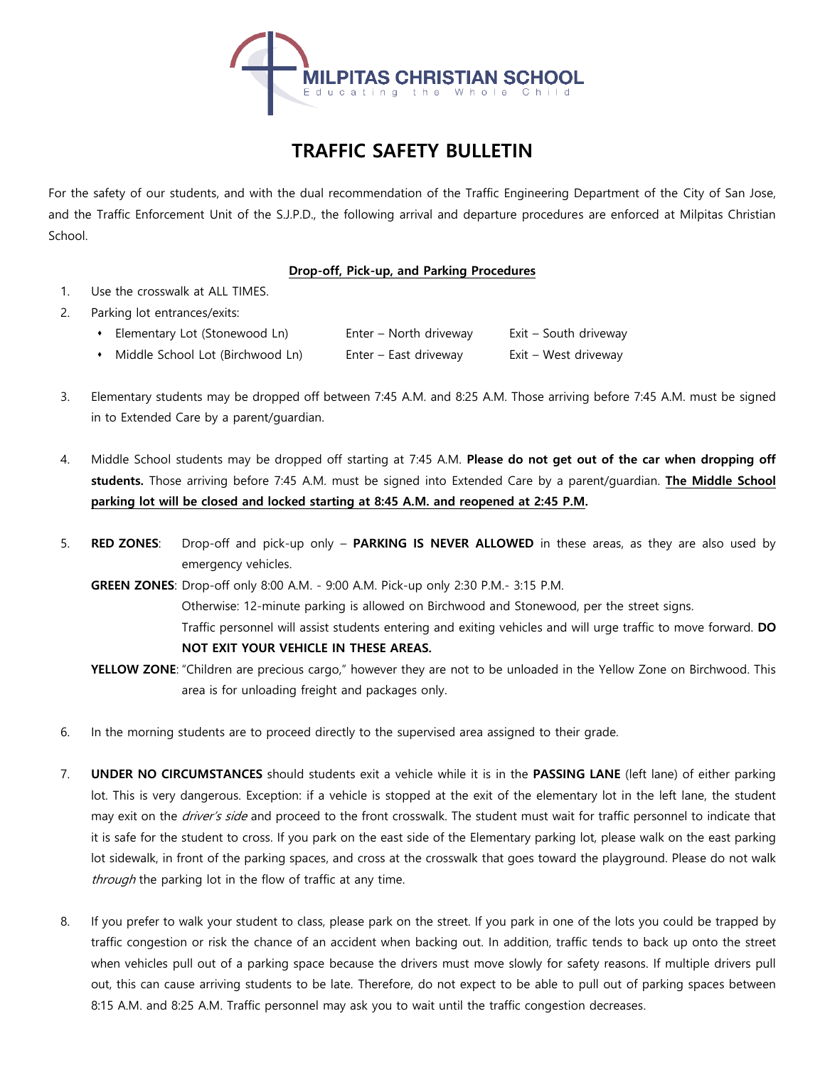MILPITAS CHRISTIAN SCHOOL
Educating the Whole Child

# TRAFFIC SAFETY BULLETIN

For the safety of our students, and with the dual recommendation of the Traffic Engineering Department of the City of San Jose, and the Traffic Enforcement Unit of the S.J.P.D., the following arrival and departure procedures are enforced at Milpitas Christian School.

## Drop-off, Pick-up, and Parking Procedures

1. Use the crosswalk at ALL TIMES.
2. Parking lot entrances/exits:
   - Elementary Lot (Stonewood Ln) — Enter – North driveway — Exit – South driveway
   - Middle School Lot (Birchwood Ln) — Enter – East driveway — Exit – West driveway
3. Elementary students may be dropped off between 7:45 A.M. and 8:25 A.M. Those arriving before 7:45 A.M. must be signed in to Extended Care by a parent/guardian.
4. Middle School students may be dropped off starting at 7:45 A.M. **Please do not get out of the car when dropping off students.** Those arriving before 7:45 A.M. must be signed into Extended Care by a parent/guardian. **The Middle School parking lot will be closed and locked starting at 8:45 A.M. and reopened at 2:45 P.M.**
5. **RED ZONES**: Drop-off and pick-up only – **PARKING IS NEVER ALLOWED** in these areas, as they are also used by emergency vehicles.

   **GREEN ZONES**: Drop-off only 8:00 A.M. - 9:00 A.M. Pick-up only 2:30 P.M.- 3:15 P.M.
   Otherwise: 12-minute parking is allowed on Birchwood and Stonewood, per the street signs.
   Traffic personnel will assist students entering and exiting vehicles and will urge traffic to move forward. **DO NOT EXIT YOUR VEHICLE IN THESE AREAS.**

   **YELLOW ZONE**: "Children are precious cargo," however they are not to be unloaded in the Yellow Zone on Birchwood. This area is for unloading freight and packages only.
6. In the morning students are to proceed directly to the supervised area assigned to their grade.
7. **UNDER NO CIRCUMSTANCES** should students exit a vehicle while it is in the **PASSING LANE** (left lane) of either parking lot. This is very dangerous. Exception: if a vehicle is stopped at the exit of the elementary lot in the left lane, the student may exit on the *driver's side* and proceed to the front crosswalk. The student must wait for traffic personnel to indicate that it is safe for the student to cross. If you park on the east side of the Elementary parking lot, please walk on the east parking lot sidewalk, in front of the parking spaces, and cross at the crosswalk that goes toward the playground. Please do not walk *through* the parking lot in the flow of traffic at any time.
8. If you prefer to walk your student to class, please park on the street. If you park in one of the lots you could be trapped by traffic congestion or risk the chance of an accident when backing out. In addition, traffic tends to back up onto the street when vehicles pull out of a parking space because the drivers must move slowly for safety reasons. If multiple drivers pull out, this can cause arriving students to be late. Therefore, do not expect to be able to pull out of parking spaces between 8:15 A.M. and 8:25 A.M. Traffic personnel may ask you to wait until the traffic congestion decreases.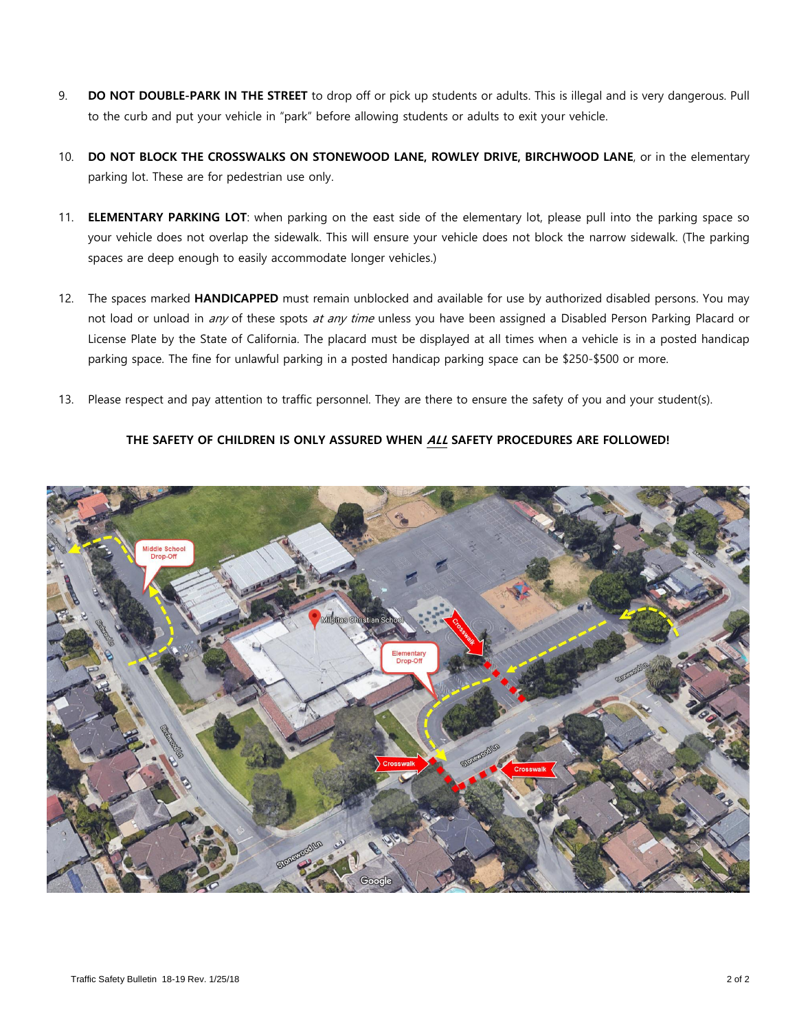9. **DO NOT DOUBLE-PARK IN THE STREET** to drop off or pick up students or adults. This is illegal and is very dangerous. Pull to the curb and put your vehicle in "park" before allowing students or adults to exit your vehicle.

10. **DO NOT BLOCK THE CROSSWALKS ON STONEWOOD LANE, ROWLEY DRIVE, BIRCHWOOD LANE**, or in the elementary parking lot. These are for pedestrian use only.

11. **ELEMENTARY PARKING LOT**: when parking on the east side of the elementary lot, please pull into the parking space so your vehicle does not overlap the sidewalk. This will ensure your vehicle does not block the narrow sidewalk. (The parking spaces are deep enough to easily accommodate longer vehicles.)

12. The spaces marked **HANDICAPPED** must remain unblocked and available for use by authorized disabled persons. You may not load or unload in *any* of these spots *at any time* unless you have been assigned a Disabled Person Parking Placard or License Plate by the State of California. The placard must be displayed at all times when a vehicle is in a posted handicap parking space. The fine for unlawful parking in a posted handicap parking space can be $250-$500 or more.

13. Please respect and pay attention to traffic personnel. They are there to ensure the safety of you and your student(s).

**THE SAFETY OF CHILDREN IS ONLY ASSURED WHEN *ALL* SAFETY PROCEDURES ARE FOLLOWED!**

Middle School Drop-Off

Milpitas Christian School

Elementary Drop-Off

Crosswalk

Crosswalk

Crosswalk

Stonewood Ln

Birchwood Ln

Google

Traffic Safety Bulletin 18-19 Rev. 1/25/18